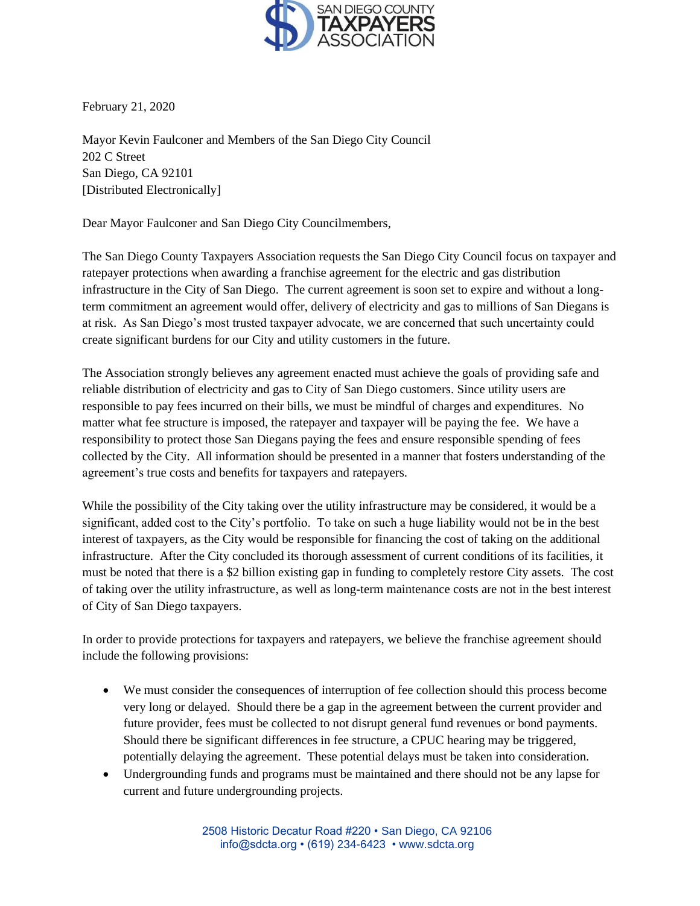**SAN DIEGO COUNTY TAXPAYERS ASSOCIATION**

February 21, 2020

Mayor Kevin Faulconer and Members of the San Diego City Council
202 C Street
San Diego, CA 92101
[Distributed Electronically]

Dear Mayor Faulconer and San Diego City Councilmembers,

The San Diego County Taxpayers Association requests the San Diego City Council focus on taxpayer and ratepayer protections when awarding a franchise agreement for the electric and gas distribution infrastructure in the City of San Diego. The current agreement is soon set to expire and without a long-term commitment an agreement would offer, delivery of electricity and gas to millions of San Diegans is at risk. As San Diego's most trusted taxpayer advocate, we are concerned that such uncertainty could create significant burdens for our City and utility customers in the future.

The Association strongly believes any agreement enacted must achieve the goals of providing safe and reliable distribution of electricity and gas to City of San Diego customers. Since utility users are responsible to pay fees incurred on their bills, we must be mindful of charges and expenditures. No matter what fee structure is imposed, the ratepayer and taxpayer will be paying the fee. We have a responsibility to protect those San Diegans paying the fees and ensure responsible spending of fees collected by the City. All information should be presented in a manner that fosters understanding of the agreement's true costs and benefits for taxpayers and ratepayers.

While the possibility of the City taking over the utility infrastructure may be considered, it would be a significant, added cost to the City's portfolio. To take on such a huge liability would not be in the best interest of taxpayers, as the City would be responsible for financing the cost of taking on the additional infrastructure. After the City concluded its thorough assessment of current conditions of its facilities, it must be noted that there is a $2 billion existing gap in funding to completely restore City assets. The cost of taking over the utility infrastructure, as well as long-term maintenance costs are not in the best interest of City of San Diego taxpayers.

In order to provide protections for taxpayers and ratepayers, we believe the franchise agreement should include the following provisions:

- We must consider the consequences of interruption of fee collection should this process become very long or delayed. Should there be a gap in the agreement between the current provider and future provider, fees must be collected to not disrupt general fund revenues or bond payments. Should there be significant differences in fee structure, a CPUC hearing may be triggered, potentially delaying the agreement. These potential delays must be taken into consideration.
- Undergrounding funds and programs must be maintained and there should not be any lapse for current and future undergrounding projects.

2508 Historic Decatur Road #220 • San Diego, CA 92106
info@sdcta.org • (619) 234-6423 • www.sdcta.org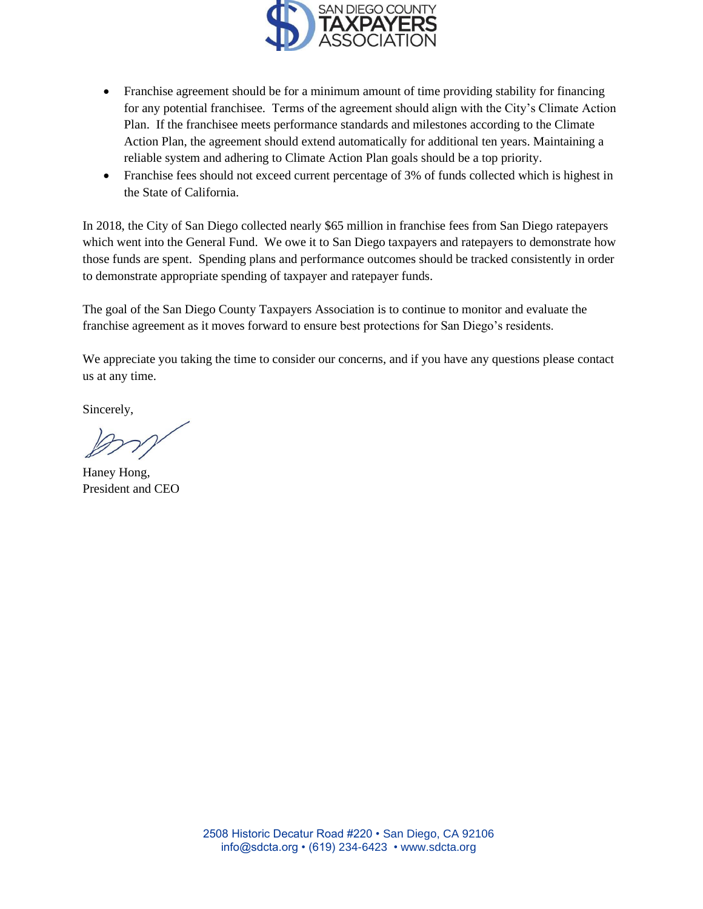- Franchise agreement should be for a minimum amount of time providing stability for financing for any potential franchisee. Terms of the agreement should align with the City's Climate Action Plan. If the franchisee meets performance standards and milestones according to the Climate Action Plan, the agreement should extend automatically for additional ten years. Maintaining a reliable system and adhering to Climate Action Plan goals should be a top priority.
- Franchise fees should not exceed current percentage of 3% of funds collected which is highest in the State of California.

In 2018, the City of San Diego collected nearly $65 million in franchise fees from San Diego ratepayers which went into the General Fund. We owe it to San Diego taxpayers and ratepayers to demonstrate how those funds are spent. Spending plans and performance outcomes should be tracked consistently in order to demonstrate appropriate spending of taxpayer and ratepayer funds.

The goal of the San Diego County Taxpayers Association is to continue to monitor and evaluate the franchise agreement as it moves forward to ensure best protections for San Diego's residents.

We appreciate you taking the time to consider our concerns, and if you have any questions please contact us at any time.

Sincerely,

Haney Hong,
President and CEO